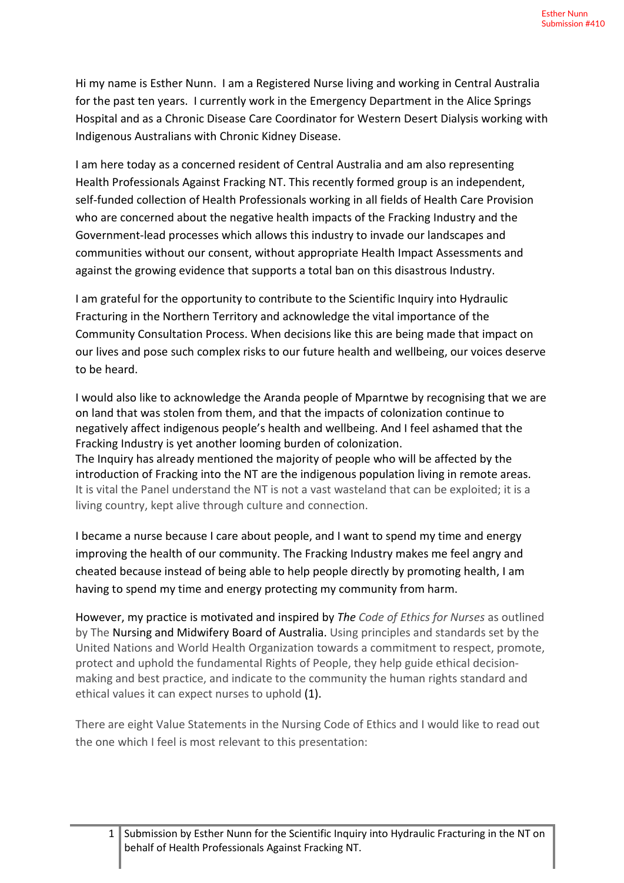Hi my name is Esther Nunn. I am a Registered Nurse living and working in Central Australia for the past ten years. I currently work in the Emergency Department in the Alice Springs Hospital and as a Chronic Disease Care Coordinator for Western Desert Dialysis working with Indigenous Australians with Chronic Kidney Disease.

I am here today as a concerned resident of Central Australia and am also representing Health Professionals Against Fracking NT. This recently formed group is an independent, self-funded collection of Health Professionals working in all fields of Health Care Provision who are concerned about the negative health impacts of the Fracking Industry and the Government-lead processes which allows this industry to invade our landscapes and communities without our consent, without appropriate Health Impact Assessments and against the growing evidence that supports a total ban on this disastrous Industry.

I am grateful for the opportunity to contribute to the Scientific Inquiry into Hydraulic Fracturing in the Northern Territory and acknowledge the vital importance of the Community Consultation Process. When decisions like this are being made that impact on our lives and pose such complex risks to our future health and wellbeing, our voices deserve to be heard.

I would also like to acknowledge the Aranda people of Mparntwe by recognising that we are on land that was stolen from them, and that the impacts of colonization continue to negatively affect indigenous people's health and wellbeing. And I feel ashamed that the Fracking Industry is yet another looming burden of colonization.
The Inquiry has already mentioned the majority of people who will be affected by the introduction of Fracking into the NT are the indigenous population living in remote areas. It is vital the Panel understand the NT is not a vast wasteland that can be exploited; it is a living country, kept alive through culture and connection.

I became a nurse because I care about people, and I want to spend my time and energy improving the health of our community. The Fracking Industry makes me feel angry and cheated because instead of being able to help people directly by promoting health, I am having to spend my time and energy protecting my community from harm.

However, my practice is motivated and inspired by *The Code of Ethics for Nurses* as outlined by The Nursing and Midwifery Board of Australia. Using principles and standards set by the United Nations and World Health Organization towards a commitment to respect, promote, protect and uphold the fundamental Rights of People, they help guide ethical decision-making and best practice, and indicate to the community the human rights standard and ethical values it can expect nurses to uphold (1).

There are eight Value Statements in the Nursing Code of Ethics and I would like to read out the one which I feel is most relevant to this presentation: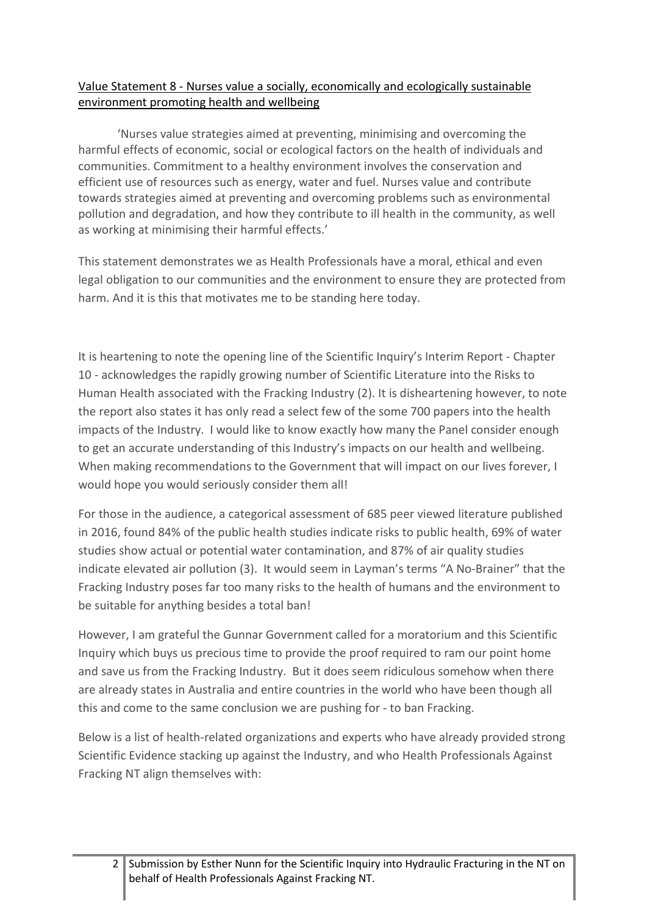Value Statement 8 - Nurses value a socially, economically and ecologically sustainable environment promoting health and wellbeing

'Nurses value strategies aimed at preventing, minimising and overcoming the harmful effects of economic, social or ecological factors on the health of individuals and communities. Commitment to a healthy environment involves the conservation and efficient use of resources such as energy, water and fuel. Nurses value and contribute towards strategies aimed at preventing and overcoming problems such as environmental pollution and degradation, and how they contribute to ill health in the community, as well as working at minimising their harmful effects.'

This statement demonstrates we as Health Professionals have a moral, ethical and even legal obligation to our communities and the environment to ensure they are protected from harm. And it is this that motivates me to be standing here today.

It is heartening to note the opening line of the Scientific Inquiry's Interim Report - Chapter 10 - acknowledges the rapidly growing number of Scientific Literature into the Risks to Human Health associated with the Fracking Industry (2). It is disheartening however, to note the report also states it has only read a select few of the some 700 papers into the health impacts of the Industry. I would like to know exactly how many the Panel consider enough to get an accurate understanding of this Industry's impacts on our health and wellbeing. When making recommendations to the Government that will impact on our lives forever, I would hope you would seriously consider them all!

For those in the audience, a categorical assessment of 685 peer viewed literature published in 2016, found 84% of the public health studies indicate risks to public health, 69% of water studies show actual or potential water contamination, and 87% of air quality studies indicate elevated air pollution (3). It would seem in Layman's terms "A No-Brainer" that the Fracking Industry poses far too many risks to the health of humans and the environment to be suitable for anything besides a total ban!

However, I am grateful the Gunnar Government called for a moratorium and this Scientific Inquiry which buys us precious time to provide the proof required to ram our point home and save us from the Fracking Industry. But it does seem ridiculous somehow when there are already states in Australia and entire countries in the world who have been though all this and come to the same conclusion we are pushing for - to ban Fracking.

Below is a list of health-related organizations and experts who have already provided strong Scientific Evidence stacking up against the Industry, and who Health Professionals Against Fracking NT align themselves with: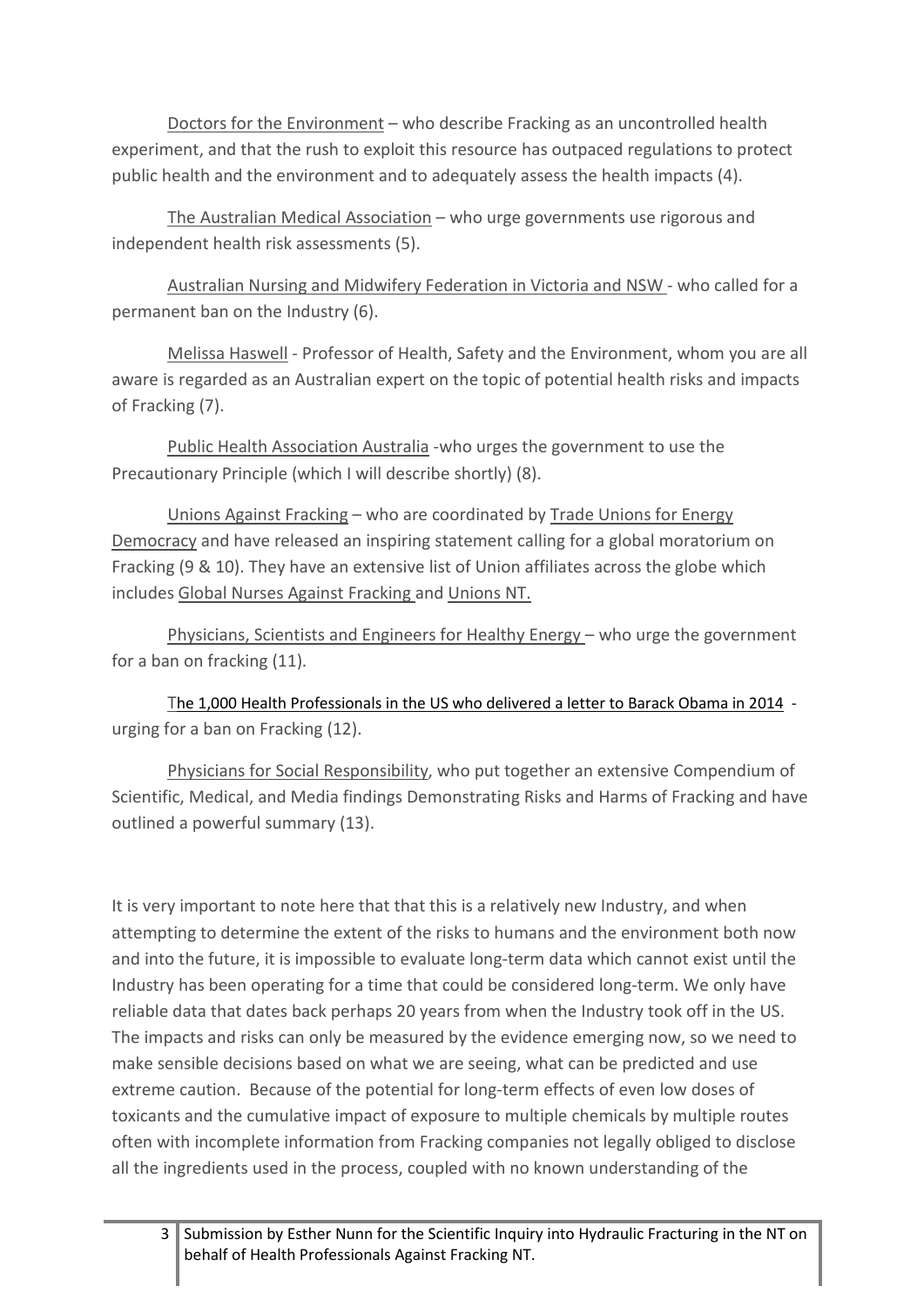Doctors for the Environment – who describe Fracking as an uncontrolled health experiment, and that the rush to exploit this resource has outpaced regulations to protect public health and the environment and to adequately assess the health impacts (4).

The Australian Medical Association – who urge governments use rigorous and independent health risk assessments (5).

Australian Nursing and Midwifery Federation in Victoria and NSW - who called for a permanent ban on the Industry (6).

Melissa Haswell - Professor of Health, Safety and the Environment, whom you are all aware is regarded as an Australian expert on the topic of potential health risks and impacts of Fracking (7).

Public Health Association Australia -who urges the government to use the Precautionary Principle (which I will describe shortly) (8).

Unions Against Fracking – who are coordinated by Trade Unions for Energy Democracy and have released an inspiring statement calling for a global moratorium on Fracking (9 & 10). They have an extensive list of Union affiliates across the globe which includes Global Nurses Against Fracking and Unions NT.

Physicians, Scientists and Engineers for Healthy Energy – who urge the government for a ban on fracking (11).

The 1,000 Health Professionals in the US who delivered a letter to Barack Obama in 2014 - urging for a ban on Fracking (12).

Physicians for Social Responsibility, who put together an extensive Compendium of Scientific, Medical, and Media findings Demonstrating Risks and Harms of Fracking and have outlined a powerful summary (13).

It is very important to note here that that this is a relatively new Industry, and when attempting to determine the extent of the risks to humans and the environment both now and into the future, it is impossible to evaluate long-term data which cannot exist until the Industry has been operating for a time that could be considered long-term. We only have reliable data that dates back perhaps 20 years from when the Industry took off in the US. The impacts and risks can only be measured by the evidence emerging now, so we need to make sensible decisions based on what we are seeing, what can be predicted and use extreme caution. Because of the potential for long-term effects of even low doses of toxicants and the cumulative impact of exposure to multiple chemicals by multiple routes often with incomplete information from Fracking companies not legally obliged to disclose all the ingredients used in the process, coupled with no known understanding of the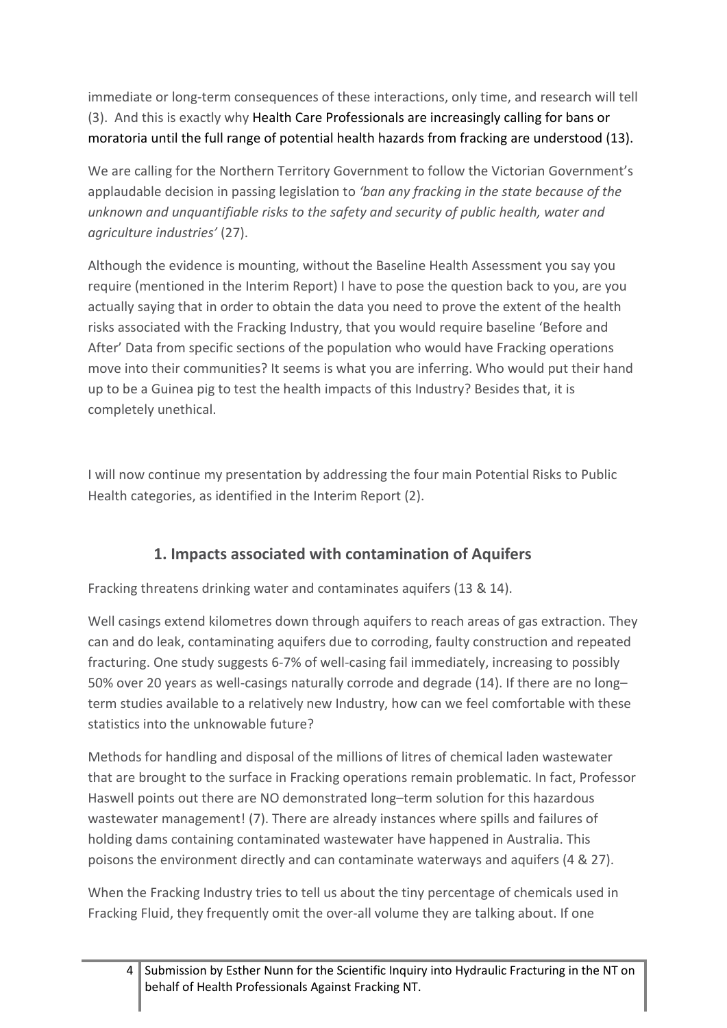immediate or long-term consequences of these interactions, only time, and research will tell (3). And this is exactly why Health Care Professionals are increasingly calling for bans or moratoria until the full range of potential health hazards from fracking are understood (13).

We are calling for the Northern Territory Government to follow the Victorian Government's applaudable decision in passing legislation to *'ban any fracking in the state because of the unknown and unquantifiable risks to the safety and security of public health, water and agriculture industries'* (27).

Although the evidence is mounting, without the Baseline Health Assessment you say you require (mentioned in the Interim Report) I have to pose the question back to you, are you actually saying that in order to obtain the data you need to prove the extent of the health risks associated with the Fracking Industry, that you would require baseline 'Before and After' Data from specific sections of the population who would have Fracking operations move into their communities? It seems is what you are inferring. Who would put their hand up to be a Guinea pig to test the health impacts of this Industry? Besides that, it is completely unethical.

I will now continue my presentation by addressing the four main Potential Risks to Public Health categories, as identified in the Interim Report (2).

## 1. Impacts associated with contamination of Aquifers

Fracking threatens drinking water and contaminates aquifers (13 & 14).

Well casings extend kilometres down through aquifers to reach areas of gas extraction. They can and do leak, contaminating aquifers due to corroding, faulty construction and repeated fracturing. One study suggests 6-7% of well-casing fail immediately, increasing to possibly 50% over 20 years as well-casings naturally corrode and degrade (14). If there are no long–term studies available to a relatively new Industry, how can we feel comfortable with these statistics into the unknowable future?

Methods for handling and disposal of the millions of litres of chemical laden wastewater that are brought to the surface in Fracking operations remain problematic. In fact, Professor Haswell points out there are NO demonstrated long–term solution for this hazardous wastewater management! (7). There are already instances where spills and failures of holding dams containing contaminated wastewater have happened in Australia. This poisons the environment directly and can contaminate waterways and aquifers (4 & 27).

When the Fracking Industry tries to tell us about the tiny percentage of chemicals used in Fracking Fluid, they frequently omit the over-all volume they are talking about. If one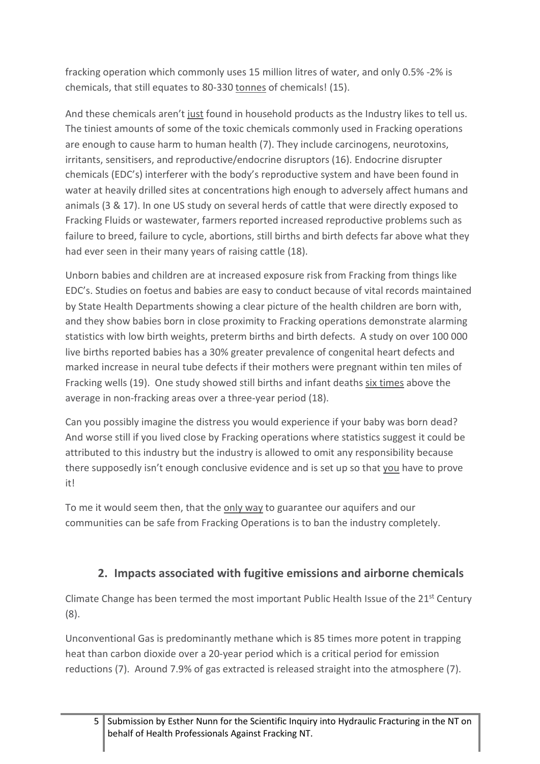fracking operation which commonly uses 15 million litres of water, and only 0.5% -2% is chemicals, that still equates to 80-330 tonnes of chemicals! (15).

And these chemicals aren't just found in household products as the Industry likes to tell us. The tiniest amounts of some of the toxic chemicals commonly used in Fracking operations are enough to cause harm to human health (7). They include carcinogens, neurotoxins, irritants, sensitisers, and reproductive/endocrine disruptors (16). Endocrine disrupter chemicals (EDC's) interferer with the body's reproductive system and have been found in water at heavily drilled sites at concentrations high enough to adversely affect humans and animals (3 & 17). In one US study on several herds of cattle that were directly exposed to Fracking Fluids or wastewater, farmers reported increased reproductive problems such as failure to breed, failure to cycle, abortions, still births and birth defects far above what they had ever seen in their many years of raising cattle (18).

Unborn babies and children are at increased exposure risk from Fracking from things like EDC's. Studies on foetus and babies are easy to conduct because of vital records maintained by State Health Departments showing a clear picture of the health children are born with, and they show babies born in close proximity to Fracking operations demonstrate alarming statistics with low birth weights, preterm births and birth defects. A study on over 100 000 live births reported babies has a 30% greater prevalence of congenital heart defects and marked increase in neural tube defects if their mothers were pregnant within ten miles of Fracking wells (19). One study showed still births and infant deaths six times above the average in non-fracking areas over a three-year period (18).

Can you possibly imagine the distress you would experience if your baby was born dead? And worse still if you lived close by Fracking operations where statistics suggest it could be attributed to this industry but the industry is allowed to omit any responsibility because there supposedly isn't enough conclusive evidence and is set up so that you have to prove it!

To me it would seem then, that the only way to guarantee our aquifers and our communities can be safe from Fracking Operations is to ban the industry completely.

## 2. Impacts associated with fugitive emissions and airborne chemicals

Climate Change has been termed the most important Public Health Issue of the 21st Century (8).

Unconventional Gas is predominantly methane which is 85 times more potent in trapping heat than carbon dioxide over a 20-year period which is a critical period for emission reductions (7). Around 7.9% of gas extracted is released straight into the atmosphere (7).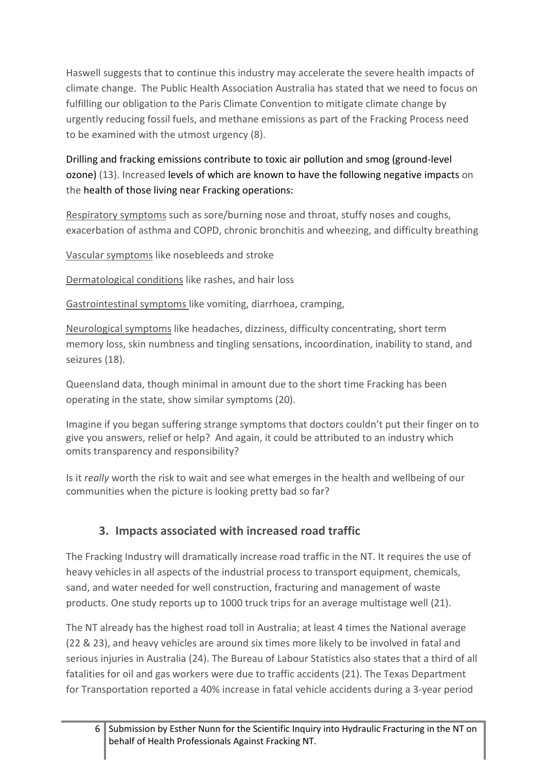Haswell suggests that to continue this industry may accelerate the severe health impacts of climate change. The Public Health Association Australia has stated that we need to focus on fulfilling our obligation to the Paris Climate Convention to mitigate climate change by urgently reducing fossil fuels, and methane emissions as part of the Fracking Process need to be examined with the utmost urgency (8).

Drilling and fracking emissions contribute to toxic air pollution and smog (ground-level ozone) (13). Increased levels of which are known to have the following negative impacts on the health of those living near Fracking operations:

Respiratory symptoms such as sore/burning nose and throat, stuffy noses and coughs, exacerbation of asthma and COPD, chronic bronchitis and wheezing, and difficulty breathing

Vascular symptoms like nosebleeds and stroke

Dermatological conditions like rashes, and hair loss

Gastrointestinal symptoms like vomiting, diarrhoea, cramping,

Neurological symptoms like headaches, dizziness, difficulty concentrating, short term memory loss, skin numbness and tingling sensations, incoordination, inability to stand, and seizures (18).

Queensland data, though minimal in amount due to the short time Fracking has been operating in the state, show similar symptoms (20).

Imagine if you began suffering strange symptoms that doctors couldn't put their finger on to give you answers, relief or help? And again, it could be attributed to an industry which omits transparency and responsibility?

Is it *really* worth the risk to wait and see what emerges in the health and wellbeing of our communities when the picture is looking pretty bad so far?

## 3. Impacts associated with increased road traffic

The Fracking Industry will dramatically increase road traffic in the NT. It requires the use of heavy vehicles in all aspects of the industrial process to transport equipment, chemicals, sand, and water needed for well construction, fracturing and management of waste products. One study reports up to 1000 truck trips for an average multistage well (21).

The NT already has the highest road toll in Australia; at least 4 times the National average (22 & 23), and heavy vehicles are around six times more likely to be involved in fatal and serious injuries in Australia (24). The Bureau of Labour Statistics also states that a third of all fatalities for oil and gas workers were due to traffic accidents (21). The Texas Department for Transportation reported a 40% increase in fatal vehicle accidents during a 3-year period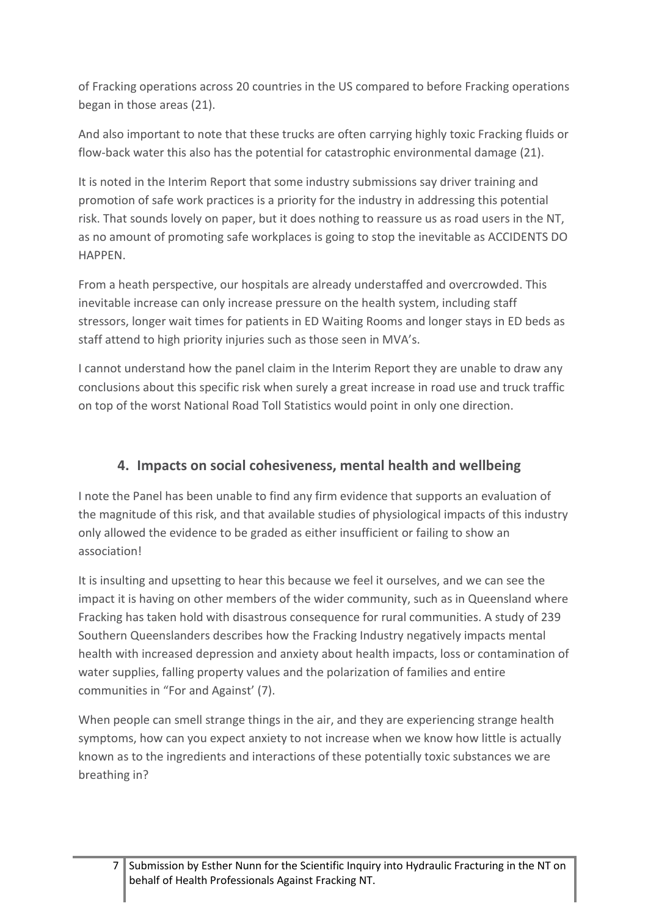of Fracking operations across 20 countries in the US compared to before Fracking operations began in those areas (21).

And also important to note that these trucks are often carrying highly toxic Fracking fluids or flow-back water this also has the potential for catastrophic environmental damage (21).

It is noted in the Interim Report that some industry submissions say driver training and promotion of safe work practices is a priority for the industry in addressing this potential risk. That sounds lovely on paper, but it does nothing to reassure us as road users in the NT, as no amount of promoting safe workplaces is going to stop the inevitable as ACCIDENTS DO HAPPEN.

From a heath perspective, our hospitals are already understaffed and overcrowded. This inevitable increase can only increase pressure on the health system, including staff stressors, longer wait times for patients in ED Waiting Rooms and longer stays in ED beds as staff attend to high priority injuries such as those seen in MVA's.

I cannot understand how the panel claim in the Interim Report they are unable to draw any conclusions about this specific risk when surely a great increase in road use and truck traffic on top of the worst National Road Toll Statistics would point in only one direction.

## 4. Impacts on social cohesiveness, mental health and wellbeing

I note the Panel has been unable to find any firm evidence that supports an evaluation of the magnitude of this risk, and that available studies of physiological impacts of this industry only allowed the evidence to be graded as either insufficient or failing to show an association!

It is insulting and upsetting to hear this because we feel it ourselves, and we can see the impact it is having on other members of the wider community, such as in Queensland where Fracking has taken hold with disastrous consequence for rural communities. A study of 239 Southern Queenslanders describes how the Fracking Industry negatively impacts mental health with increased depression and anxiety about health impacts, loss or contamination of water supplies, falling property values and the polarization of families and entire communities in "For and Against' (7).

When people can smell strange things in the air, and they are experiencing strange health symptoms, how can you expect anxiety to not increase when we know how little is actually known as to the ingredients and interactions of these potentially toxic substances we are breathing in?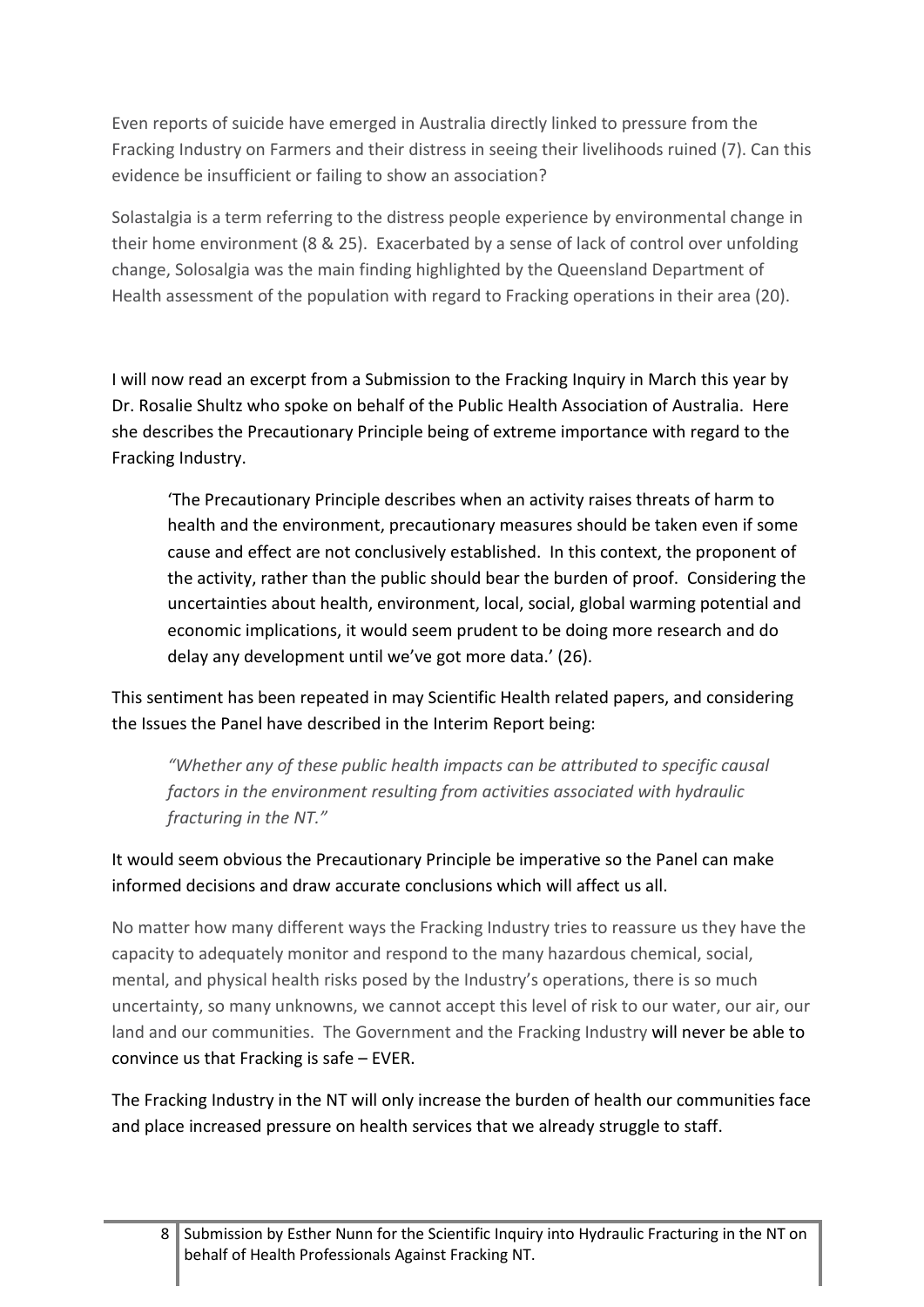Even reports of suicide have emerged in Australia directly linked to pressure from the Fracking Industry on Farmers and their distress in seeing their livelihoods ruined (7). Can this evidence be insufficient or failing to show an association?

Solastalgia is a term referring to the distress people experience by environmental change in their home environment (8 & 25). Exacerbated by a sense of lack of control over unfolding change, Solosalgia was the main finding highlighted by the Queensland Department of Health assessment of the population with regard to Fracking operations in their area (20).

I will now read an excerpt from a Submission to the Fracking Inquiry in March this year by Dr. Rosalie Shultz who spoke on behalf of the Public Health Association of Australia. Here she describes the Precautionary Principle being of extreme importance with regard to the Fracking Industry.

> 'The Precautionary Principle describes when an activity raises threats of harm to health and the environment, precautionary measures should be taken even if some cause and effect are not conclusively established. In this context, the proponent of the activity, rather than the public should bear the burden of proof. Considering the uncertainties about health, environment, local, social, global warming potential and economic implications, it would seem prudent to be doing more research and do delay any development until we've got more data.' (26).

This sentiment has been repeated in may Scientific Health related papers, and considering the Issues the Panel have described in the Interim Report being:

> *"Whether any of these public health impacts can be attributed to specific causal factors in the environment resulting from activities associated with hydraulic fracturing in the NT."*

It would seem obvious the Precautionary Principle be imperative so the Panel can make informed decisions and draw accurate conclusions which will affect us all.

No matter how many different ways the Fracking Industry tries to reassure us they have the capacity to adequately monitor and respond to the many hazardous chemical, social, mental, and physical health risks posed by the Industry's operations, there is so much uncertainty, so many unknowns, we cannot accept this level of risk to our water, our air, our land and our communities. The Government and the Fracking Industry will never be able to convince us that Fracking is safe – EVER.

The Fracking Industry in the NT will only increase the burden of health our communities face and place increased pressure on health services that we already struggle to staff.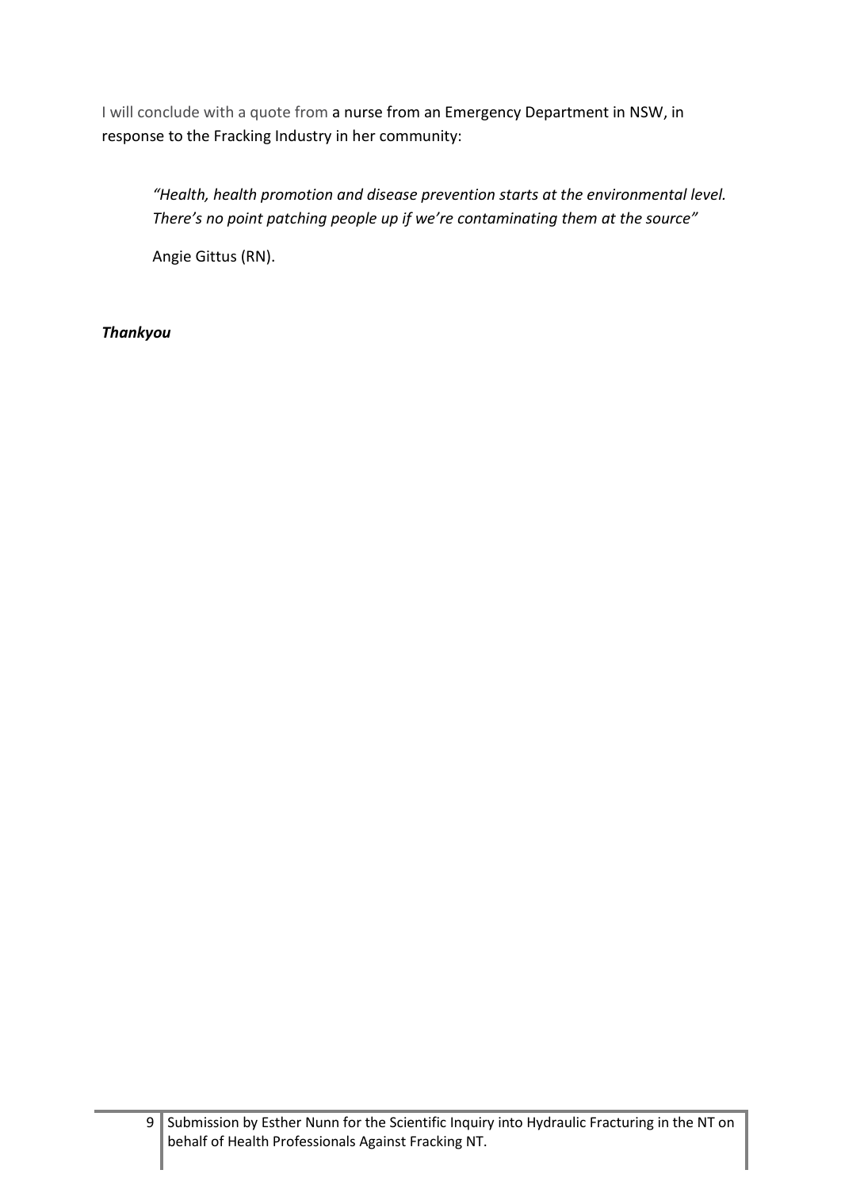I will conclude with a quote from a nurse from an Emergency Department in NSW, in response to the Fracking Industry in her community:

> *"Health, health promotion and disease prevention starts at the environmental level. There's no point patching people up if we're contaminating them at the source"*
>
> Angie Gittus (RN).

***Thankyou***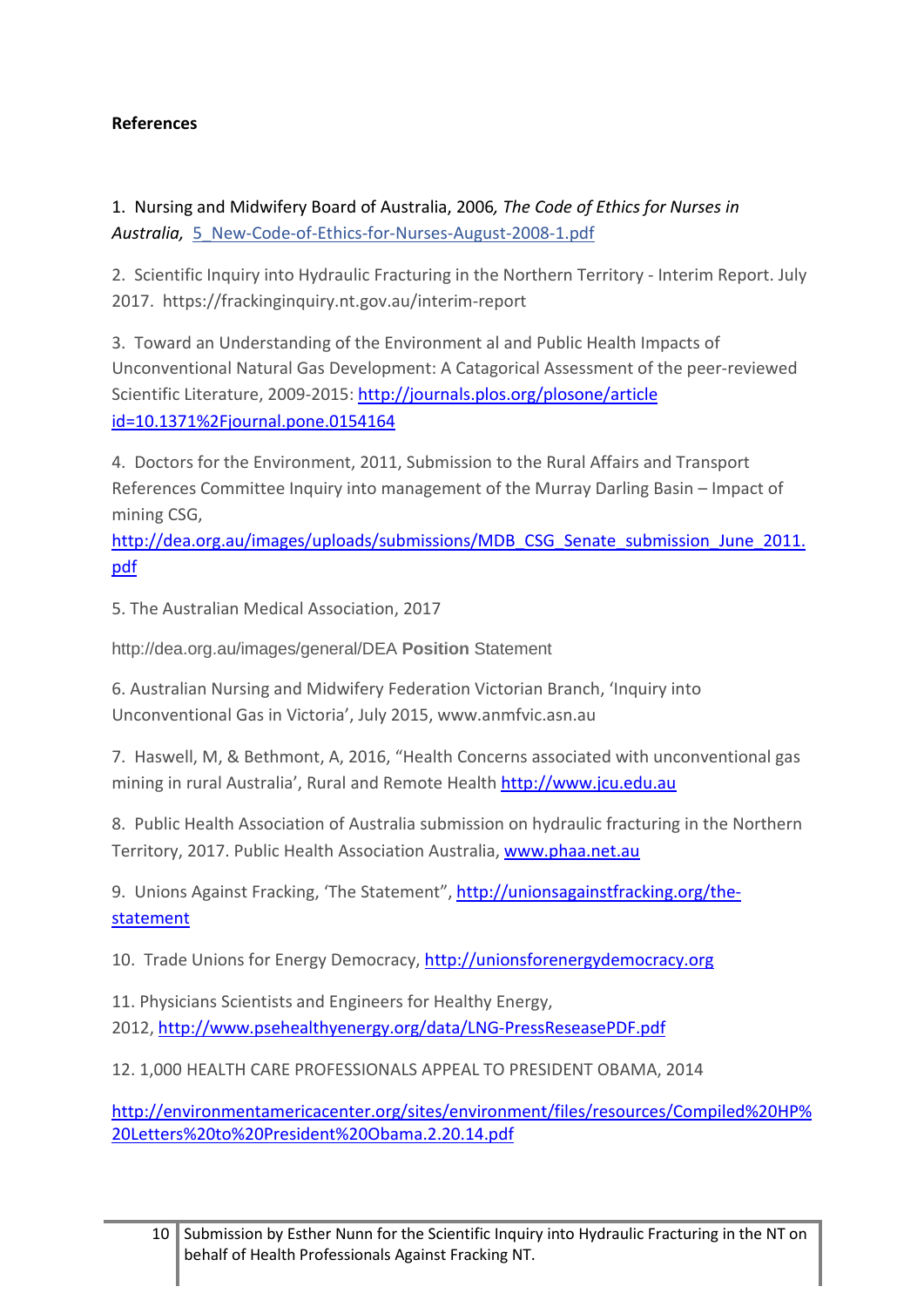**References**

1. Nursing and Midwifery Board of Australia, 2006*, The Code of Ethics for Nurses in Australia,* 5_New-Code-of-Ethics-for-Nurses-August-2008-1.pdf

2. Scientific Inquiry into Hydraulic Fracturing in the Northern Territory - Interim Report. July 2017. https://frackinginquiry.nt.gov.au/interim-report

3. Toward an Understanding of the Environment al and Public Health Impacts of Unconventional Natural Gas Development: A Catagorical Assessment of the peer-reviewed Scientific Literature, 2009-2015: http://journals.plos.org/plosone/article id=10.1371%2Fjournal.pone.0154164

4. Doctors for the Environment, 2011, Submission to the Rural Affairs and Transport References Committee Inquiry into management of the Murray Darling Basin – Impact of mining CSG, http://dea.org.au/images/uploads/submissions/MDB_CSG_Senate_submission_June_2011.pdf

5. The Australian Medical Association, 2017

http://dea.org.au/images/general/DEA **Position** Statement

6. Australian Nursing and Midwifery Federation Victorian Branch, 'Inquiry into Unconventional Gas in Victoria', July 2015, www.anmfvic.asn.au

7. Haswell, M, & Bethmont, A, 2016, "Health Concerns associated with unconventional gas mining in rural Australia', Rural and Remote Health http://www.jcu.edu.au

8. Public Health Association of Australia submission on hydraulic fracturing in the Northern Territory, 2017. Public Health Association Australia, www.phaa.net.au

9. Unions Against Fracking, 'The Statement", http://unionsagainstfracking.org/the-statement

10. Trade Unions for Energy Democracy, http://unionsforenergydemocracy.org

11. Physicians Scientists and Engineers for Healthy Energy, 2012, http://www.psehealthyenergy.org/data/LNG-PressReseasePDF.pdf

12. 1,000 HEALTH CARE PROFESSIONALS APPEAL TO PRESIDENT OBAMA, 2014

http://environmentamericacenter.org/sites/environment/files/resources/Compiled%20HP%20Letters%20to%20President%20Obama.2.20.14.pdf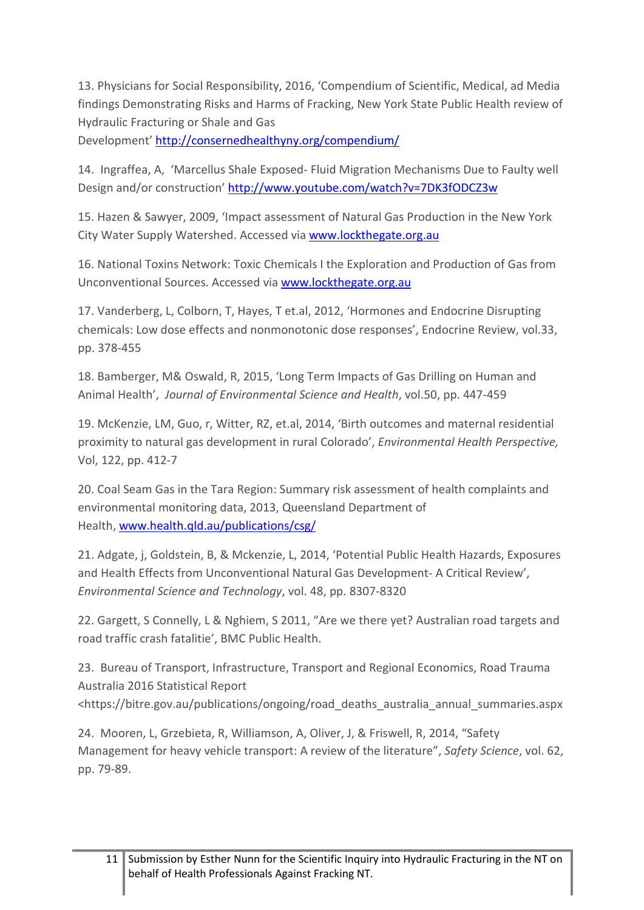13. Physicians for Social Responsibility, 2016, 'Compendium of Scientific, Medical, ad Media findings Demonstrating Risks and Harms of Fracking, New York State Public Health review of Hydraulic Fracturing or Shale and Gas Development' http://consernedhealthyny.org/compendium/

14. Ingraffea, A, 'Marcellus Shale Exposed- Fluid Migration Mechanisms Due to Faulty well Design and/or construction' http://www.youtube.com/watch?v=7DK3fODCZ3w

15. Hazen & Sawyer, 2009, 'Impact assessment of Natural Gas Production in the New York City Water Supply Watershed. Accessed via www.lockthegate.org.au

16. National Toxins Network: Toxic Chemicals I the Exploration and Production of Gas from Unconventional Sources. Accessed via www.lockthegate.org.au

17. Vanderberg, L, Colborn, T, Hayes, T et.al, 2012, 'Hormones and Endocrine Disrupting chemicals: Low dose effects and nonmonotonic dose responses', Endocrine Review, vol.33, pp. 378-455

18. Bamberger, M& Oswald, R, 2015, 'Long Term Impacts of Gas Drilling on Human and Animal Health', *Journal of Environmental Science and Health*, vol.50, pp. 447-459

19. McKenzie, LM, Guo, r, Witter, RZ, et.al, 2014, 'Birth outcomes and maternal residential proximity to natural gas development in rural Colorado', *Environmental Health Perspective,* Vol, 122, pp. 412-7

20. Coal Seam Gas in the Tara Region: Summary risk assessment of health complaints and environmental monitoring data, 2013, Queensland Department of Health, www.health.qld.au/publications/csg/

21. Adgate, j, Goldstein, B, & Mckenzie, L, 2014, 'Potential Public Health Hazards, Exposures and Health Effects from Unconventional Natural Gas Development- A Critical Review', *Environmental Science and Technology*, vol. 48, pp. 8307-8320

22. Gargett, S Connelly, L & Nghiem, S 2011, "Are we there yet? Australian road targets and road traffic crash fatalitie', BMC Public Health.

23. Bureau of Transport, Infrastructure, Transport and Regional Economics, Road Trauma Australia 2016 Statistical Report <https://bitre.gov.au/publications/ongoing/road_deaths_australia_annual_summaries.aspx

24. Mooren, L, Grzebieta, R, Williamson, A, Oliver, J, & Friswell, R, 2014, "Safety Management for heavy vehicle transport: A review of the literature", *Safety Science*, vol. 62, pp. 79-89.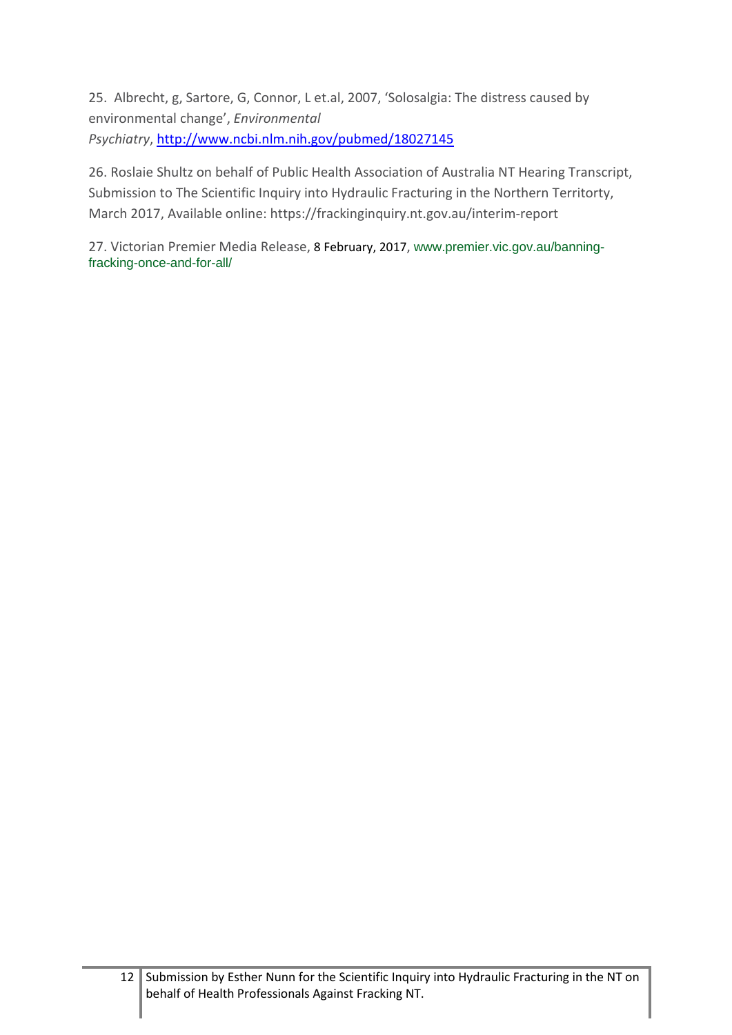25. Albrecht, g, Sartore, G, Connor, L et.al, 2007, 'Solosalgia: The distress caused by environmental change', *Environmental Psychiatry*, http://www.ncbi.nlm.nih.gov/pubmed/18027145

26. Roslaie Shultz on behalf of Public Health Association of Australia NT Hearing Transcript, Submission to The Scientific Inquiry into Hydraulic Fracturing in the Northern Teritorty, March 2017, Available online: https://frackinginquiry.nt.gov.au/interim-report

27. Victorian Premier Media Release, 8 February, 2017, www.premier.vic.gov.au/banning-fracking-once-and-for-all/